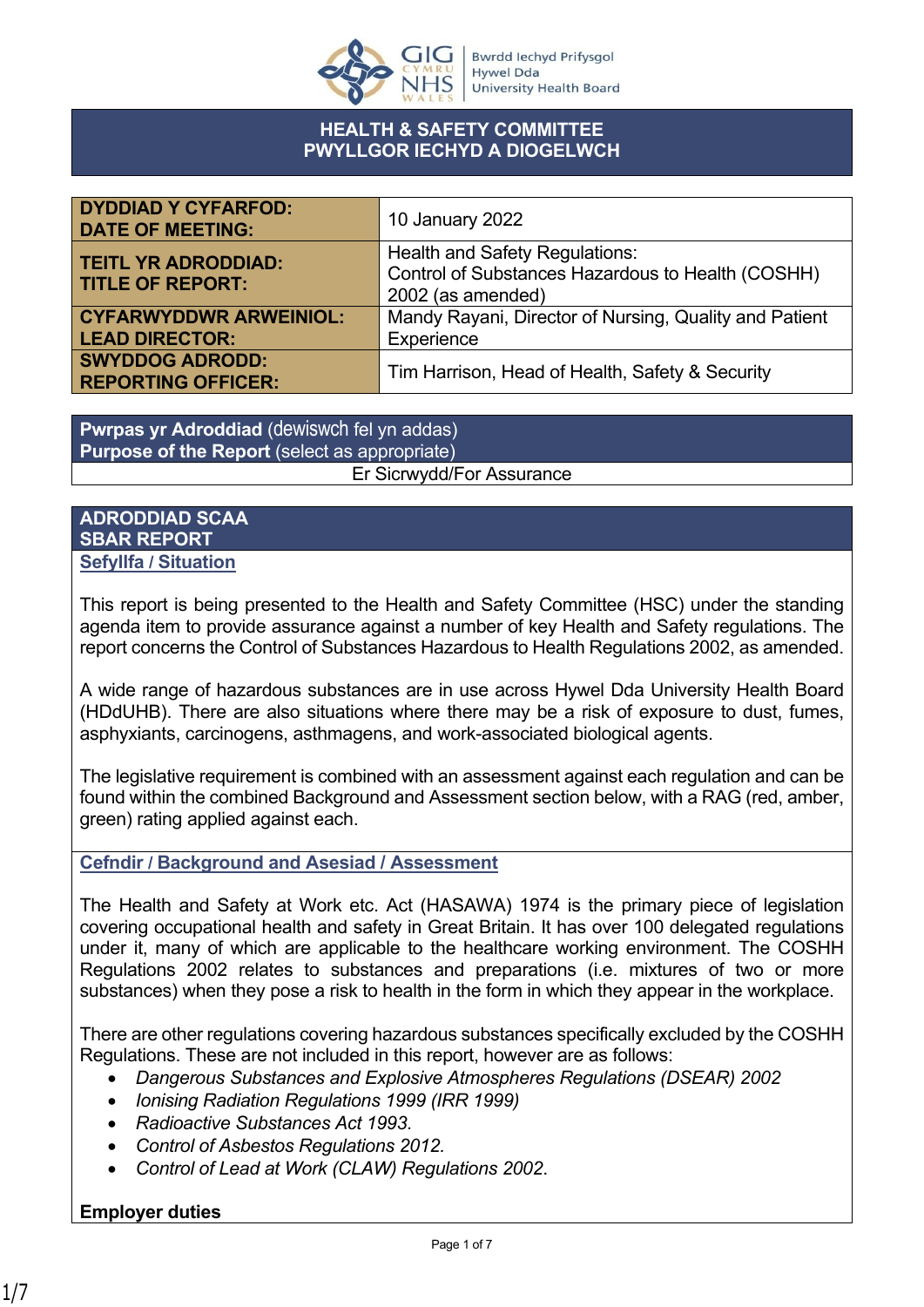GIG CYMRU NHS WALES | Bwrdd Iechyd Prifysgol Hywel Dda University Health Board

# HEALTH & SAFETY COMMITTEE
# PWYLLGOR IECHYD A DIOGELWCH

| | |
|---|---|
| **DYDDIAD Y CYFARFOD: DATE OF MEETING:** | 10 January 2022 |
| **TEITL YR ADRODDIAD: TITLE OF REPORT:** | Health and Safety Regulations: Control of Substances Hazardous to Health (COSHH) 2002 (as amended) |
| **CYFARWYDDWR ARWEINIOL: LEAD DIRECTOR:** | Mandy Rayani, Director of Nursing, Quality and Patient Experience |
| **SWYDDOG ADRODD: REPORTING OFFICER:** | Tim Harrison, Head of Health, Safety & Security |

**Pwrpas yr Adroddiad** (dewiswch fel yn addas)
**Purpose of the Report** (select as appropriate)

Er Sicrwydd/For Assurance

## ADRODDIAD SCAA
## SBAR REPORT

### Sefyllfa / Situation

This report is being presented to the Health and Safety Committee (HSC) under the standing agenda item to provide assurance against a number of key Health and Safety regulations. The report concerns the Control of Substances Hazardous to Health Regulations 2002, as amended.

A wide range of hazardous substances are in use across Hywel Dda University Health Board (HDdUHB). There are also situations where there may be a risk of exposure to dust, fumes, asphyxiants, carcinogens, asthmagens, and work-associated biological agents.

The legislative requirement is combined with an assessment against each regulation and can be found within the combined Background and Assessment section below, with a RAG (red, amber, green) rating applied against each.

### Cefndir / Background and Asesiad / Assessment

The Health and Safety at Work etc. Act (HASAWA) 1974 is the primary piece of legislation covering occupational health and safety in Great Britain. It has over 100 delegated regulations under it, many of which are applicable to the healthcare working environment. The COSHH Regulations 2002 relates to substances and preparations (i.e. mixtures of two or more substances) when they pose a risk to health in the form in which they appear in the workplace.

There are other regulations covering hazardous substances specifically excluded by the COSHH Regulations. These are not included in this report, however are as follows:

- *Dangerous Substances and Explosive Atmospheres Regulations (DSEAR) 2002*
- *Ionising Radiation Regulations 1999 (IRR 1999)*
- *Radioactive Substances Act 1993.*
- *Control of Asbestos Regulations 2012.*
- *Control of Lead at Work (CLAW) Regulations 2002.*

**Employer duties**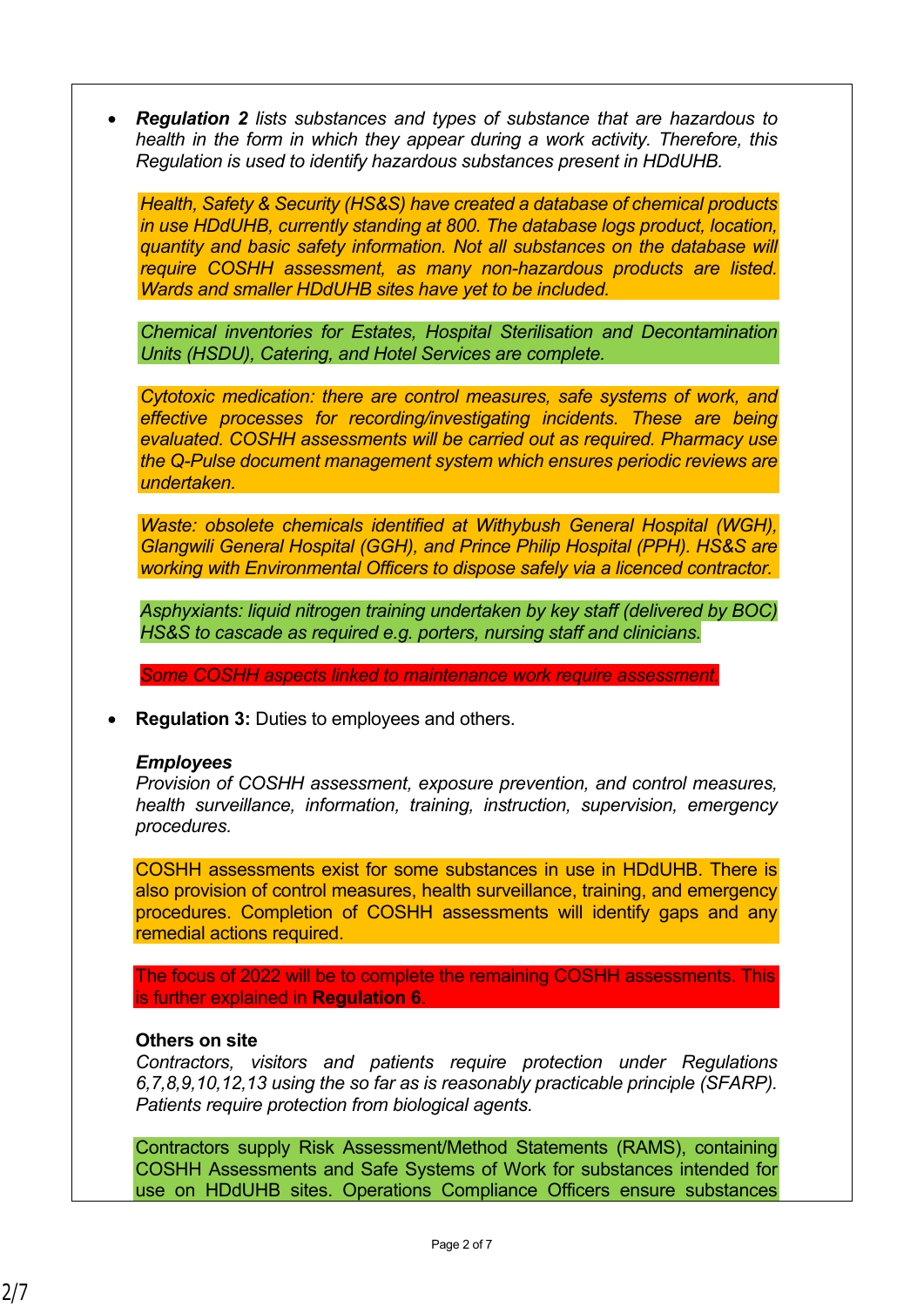- ***Regulation 2*** *lists substances and types of substance that are hazardous to health in the form in which they appear during a work activity. Therefore, this Regulation is used to identify hazardous substances present in HDdUHB.*

  *Health, Safety & Security (HS&S) have created a database of chemical products in use HDdUHB, currently standing at 800. The database logs product, location, quantity and basic safety information. Not all substances on the database will require COSHH assessment, as many non-hazardous products are listed. Wards and smaller HDdUHB sites have yet to be included.*

  *Chemical inventories for Estates, Hospital Sterilisation and Decontamination Units (HSDU), Catering, and Hotel Services are complete.*

  *Cytotoxic medication: there are control measures, safe systems of work, and effective processes for recording/investigating incidents. These are being evaluated. COSHH assessments will be carried out as required. Pharmacy use the Q-Pulse document management system which ensures periodic reviews are undertaken.*

  *Waste: obsolete chemicals identified at Withybush General Hospital (WGH), Glangwili General Hospital (GGH), and Prince Philip Hospital (PPH). HS&S are working with Environmental Officers to dispose safely via a licenced contractor.*

  *Asphyxiants: liquid nitrogen training undertaken by key staff (delivered by BOC) HS&S to cascade as required e.g. porters, nursing staff and clinicians.*

  *Some COSHH aspects linked to maintenance work require assessment.*

- **Regulation 3:** Duties to employees and others.

  ***Employees***
  *Provision of COSHH assessment, exposure prevention, and control measures, health surveillance, information, training, instruction, supervision, emergency procedures.*

  COSHH assessments exist for some substances in use in HDdUHB. There is also provision of control measures, health surveillance, training, and emergency procedures. Completion of COSHH assessments will identify gaps and any remedial actions required.

  The focus of 2022 will be to complete the remaining COSHH assessments. This is further explained in **Regulation 6**.

  **Others on site**
  *Contractors, visitors and patients require protection under Regulations 6,7,8,9,10,12,13 using the so far as is reasonably practicable principle (SFARP). Patients require protection from biological agents.*

  Contractors supply Risk Assessment/Method Statements (RAMS), containing COSHH Assessments and Safe Systems of Work for substances intended for use on HDdUHB sites. Operations Compliance Officers ensure substances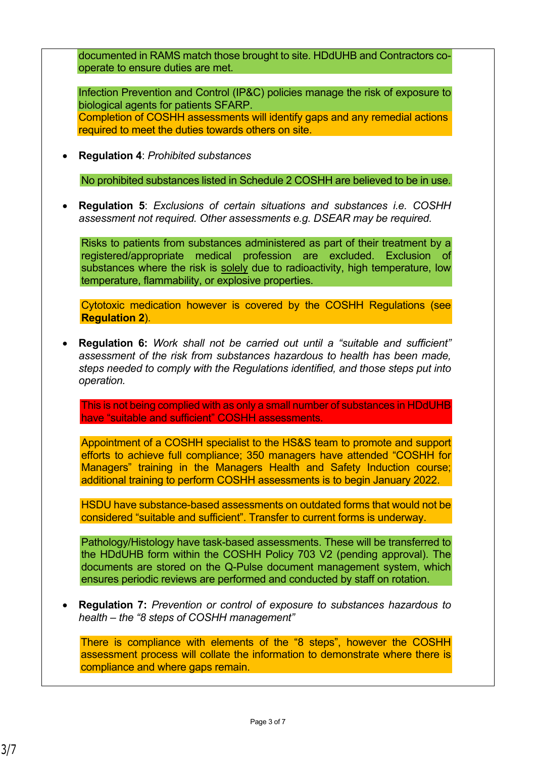documented in RAMS match those brought to site. HDdUHB and Contractors co-operate to ensure duties are met.

Infection Prevention and Control (IP&C) policies manage the risk of exposure to biological agents for patients SFARP.
Completion of COSHH assessments will identify gaps and any remedial actions required to meet the duties towards others on site.

- **Regulation 4**: *Prohibited substances*

  No prohibited substances listed in Schedule 2 COSHH are believed to be in use.

- **Regulation 5**: *Exclusions of certain situations and substances i.e. COSHH assessment not required. Other assessments e.g. DSEAR may be required.*

  Risks to patients from substances administered as part of their treatment by a registered/appropriate medical profession are excluded. Exclusion of substances where the risk is solely due to radioactivity, high temperature, low temperature, flammability, or explosive properties.

  Cytotoxic medication however is covered by the COSHH Regulations (see **Regulation 2**).

- **Regulation 6:** *Work shall not be carried out until a "suitable and sufficient" assessment of the risk from substances hazardous to health has been made, steps needed to comply with the Regulations identified, and those steps put into operation.*

  This is not being complied with as only a small number of substances in HDdUHB have "suitable and sufficient" COSHH assessments.

  Appointment of a COSHH specialist to the HS&S team to promote and support efforts to achieve full compliance; 350 managers have attended "COSHH for Managers" training in the Managers Health and Safety Induction course; additional training to perform COSHH assessments is to begin January 2022.

  HSDU have substance-based assessments on outdated forms that would not be considered "suitable and sufficient". Transfer to current forms is underway.

  Pathology/Histology have task-based assessments. These will be transferred to the HDdUHB form within the COSHH Policy 703 V2 (pending approval). The documents are stored on the Q-Pulse document management system, which ensures periodic reviews are performed and conducted by staff on rotation.

- **Regulation 7:** *Prevention or control of exposure to substances hazardous to health – the "8 steps of COSHH management"*

  There is compliance with elements of the "8 steps", however the COSHH assessment process will collate the information to demonstrate where there is compliance and where gaps remain.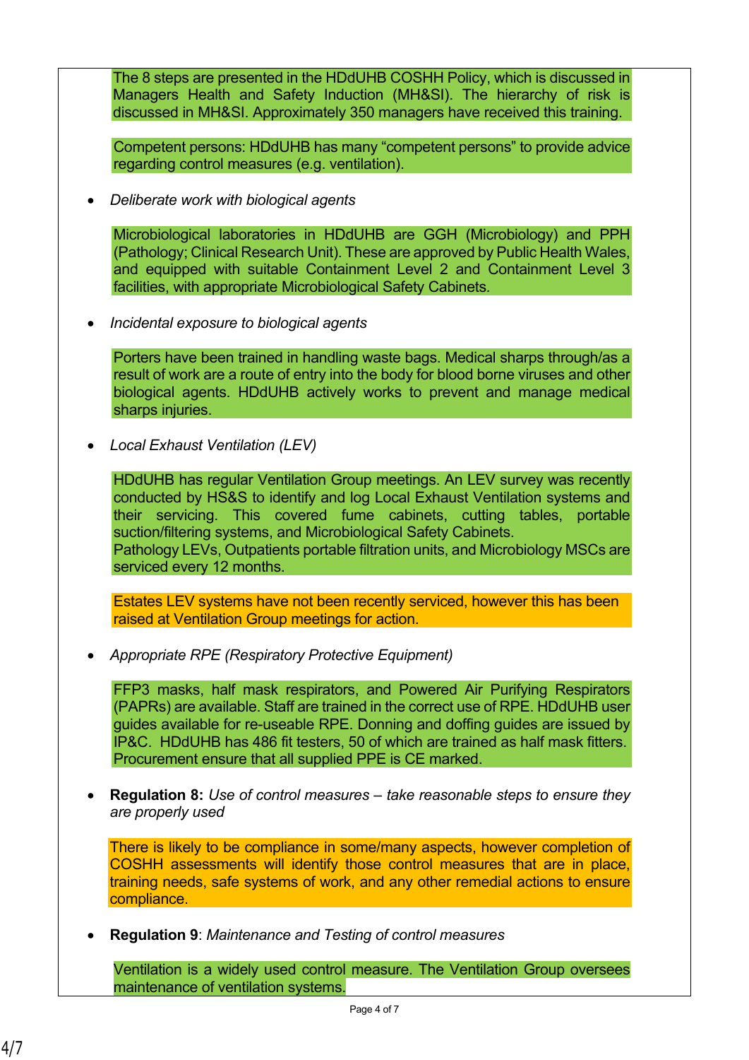The 8 steps are presented in the HDdUHB COSHH Policy, which is discussed in Managers Health and Safety Induction (MH&SI). The hierarchy of risk is discussed in MH&SI. Approximately 350 managers have received this training.

Competent persons: HDdUHB has many "competent persons" to provide advice regarding control measures (e.g. ventilation).

- *Deliberate work with biological agents*

  Microbiological laboratories in HDdUHB are GGH (Microbiology) and PPH (Pathology; Clinical Research Unit). These are approved by Public Health Wales, and equipped with suitable Containment Level 2 and Containment Level 3 facilities, with appropriate Microbiological Safety Cabinets.

- *Incidental exposure to biological agents*

  Porters have been trained in handling waste bags. Medical sharps through/as a result of work are a route of entry into the body for blood borne viruses and other biological agents. HDdUHB actively works to prevent and manage medical sharps injuries.

- *Local Exhaust Ventilation (LEV)*

  HDdUHB has regular Ventilation Group meetings. An LEV survey was recently conducted by HS&S to identify and log Local Exhaust Ventilation systems and their servicing. This covered fume cabinets, cutting tables, portable suction/filtering systems, and Microbiological Safety Cabinets.
  Pathology LEVs, Outpatients portable filtration units, and Microbiology MSCs are serviced every 12 months.

  Estates LEV systems have not been recently serviced, however this has been raised at Ventilation Group meetings for action.

- *Appropriate RPE (Respiratory Protective Equipment)*

  FFP3 masks, half mask respirators, and Powered Air Purifying Respirators (PAPRs) are available. Staff are trained in the correct use of RPE. HDdUHB user guides available for re-useable RPE. Donning and doffing guides are issued by IP&C. HDdUHB has 486 fit testers, 50 of which are trained as half mask fitters. Procurement ensure that all supplied PPE is CE marked.

- **Regulation 8:** *Use of control measures – take reasonable steps to ensure they are properly used*

  There is likely to be compliance in some/many aspects, however completion of COSHH assessments will identify those control measures that are in place, training needs, safe systems of work, and any other remedial actions to ensure compliance.

- **Regulation 9**: *Maintenance and Testing of control measures*

  Ventilation is a widely used control measure. The Ventilation Group oversees maintenance of ventilation systems.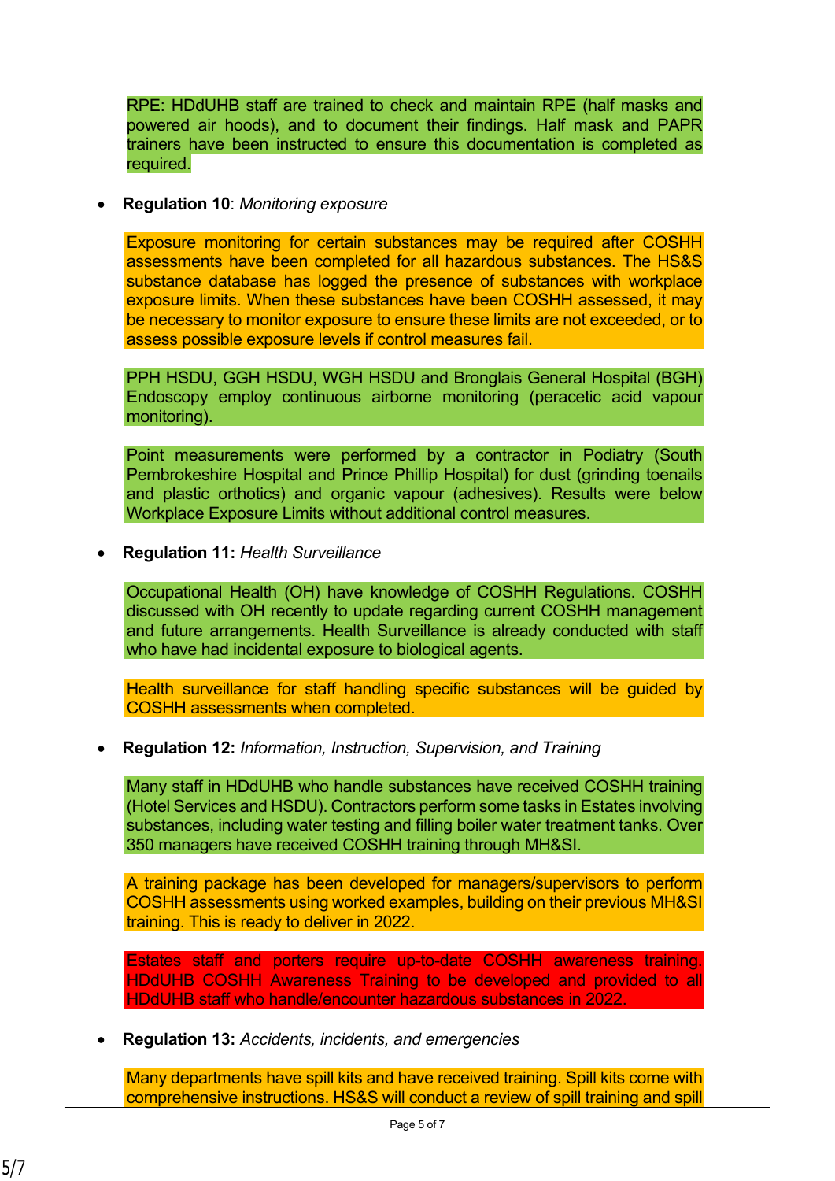RPE: HDdUHB staff are trained to check and maintain RPE (half masks and powered air hoods), and to document their findings. Half mask and PAPR trainers have been instructed to ensure this documentation is completed as required.

- **Regulation 10**: *Monitoring exposure*

  Exposure monitoring for certain substances may be required after COSHH assessments have been completed for all hazardous substances. The HS&S substance database has logged the presence of substances with workplace exposure limits. When these substances have been COSHH assessed, it may be necessary to monitor exposure to ensure these limits are not exceeded, or to assess possible exposure levels if control measures fail.

  PPH HSDU, GGH HSDU, WGH HSDU and Bronglais General Hospital (BGH) Endoscopy employ continuous airborne monitoring (peracetic acid vapour monitoring).

  Point measurements were performed by a contractor in Podiatry (South Pembrokeshire Hospital and Prince Phillip Hospital) for dust (grinding toenails and plastic orthotics) and organic vapour (adhesives). Results were below Workplace Exposure Limits without additional control measures.

- **Regulation 11:** *Health Surveillance*

  Occupational Health (OH) have knowledge of COSHH Regulations. COSHH discussed with OH recently to update regarding current COSHH management and future arrangements. Health Surveillance is already conducted with staff who have had incidental exposure to biological agents.

  Health surveillance for staff handling specific substances will be guided by COSHH assessments when completed.

- **Regulation 12:** *Information, Instruction, Supervision, and Training*

  Many staff in HDdUHB who handle substances have received COSHH training (Hotel Services and HSDU). Contractors perform some tasks in Estates involving substances, including water testing and filling boiler water treatment tanks. Over 350 managers have received COSHH training through MH&SI.

  A training package has been developed for managers/supervisors to perform COSHH assessments using worked examples, building on their previous MH&SI training. This is ready to deliver in 2022.

  Estates staff and porters require up-to-date COSHH awareness training. HDdUHB COSHH Awareness Training to be developed and provided to all HDdUHB staff who handle/encounter hazardous substances in 2022.

- **Regulation 13:** *Accidents, incidents, and emergencies*

  Many departments have spill kits and have received training. Spill kits come with comprehensive instructions. HS&S will conduct a review of spill training and spill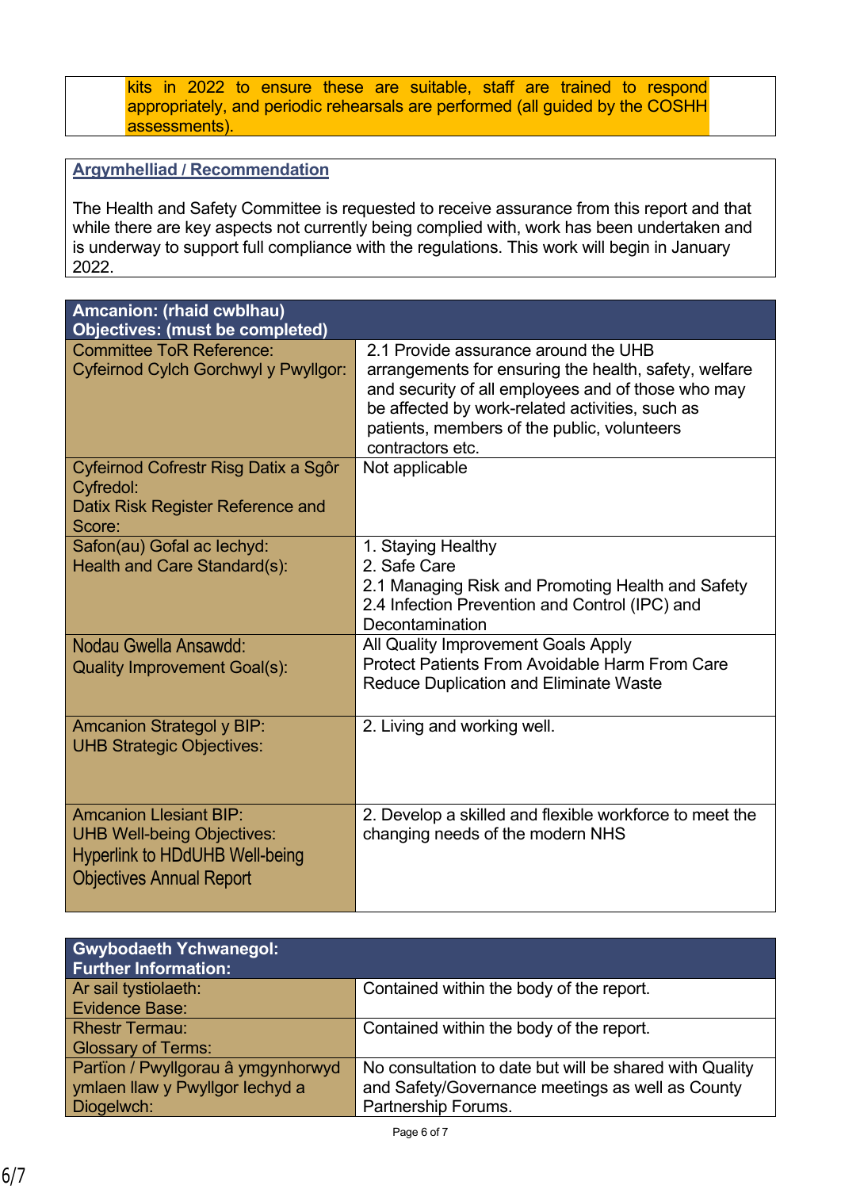| | kits in 2022 to ensure these are suitable, staff are trained to respond appropriately, and periodic rehearsals are performed (all guided by the COSHH assessments). |
|---|---|

**Argymhelliad / Recommendation**

The Health and Safety Committee is requested to receive assurance from this report and that while there are key aspects not currently being complied with, work has been undertaken and is underway to support full compliance with the regulations. This work will begin in January 2022.

| **Amcanion: (rhaid cwblhau)**<br>**Objectives: (must be completed)** | |
|---|---|
| Committee ToR Reference:<br>Cyfeirnod Cylch Gorchwyl y Pwyllgor: | 2.1 Provide assurance around the UHB arrangements for ensuring the health, safety, welfare and security of all employees and of those who may be affected by work-related activities, such as patients, members of the public, volunteers contractors etc. |
| Cyfeirnod Cofrestr Risg Datix a Sgôr Cyfredol:<br>Datix Risk Register Reference and Score: | Not applicable |
| Safon(au) Gofal ac Iechyd:<br>Health and Care Standard(s): | 1. Staying Healthy<br>2. Safe Care<br>2.1 Managing Risk and Promoting Health and Safety<br>2.4 Infection Prevention and Control (IPC) and Decontamination |
| Nodau Gwella Ansawdd:<br>Quality Improvement Goal(s): | All Quality Improvement Goals Apply<br>Protect Patients From Avoidable Harm From Care<br>Reduce Duplication and Eliminate Waste |
| Amcanion Strategol y BIP:<br>UHB Strategic Objectives: | 2. Living and working well. |
| Amcanion Llesiant BIP:<br>UHB Well-being Objectives:<br>Hyperlink to HDdUHB Well-being Objectives Annual Report | 2. Develop a skilled and flexible workforce to meet the changing needs of the modern NHS |

| **Gwybodaeth Ychwanegol:**<br>**Further Information:** | |
|---|---|
| Ar sail tystiolaeth:<br>Evidence Base: | Contained within the body of the report. |
| Rhestr Termau:<br>Glossary of Terms: | Contained within the body of the report. |
| Partïon / Pwyllgorau â ymgynhorwyd ymlaen llaw y Pwyllgor Iechyd a Diogelwch: | No consultation to date but will be shared with Quality and Safety/Governance meetings as well as County Partnership Forums. |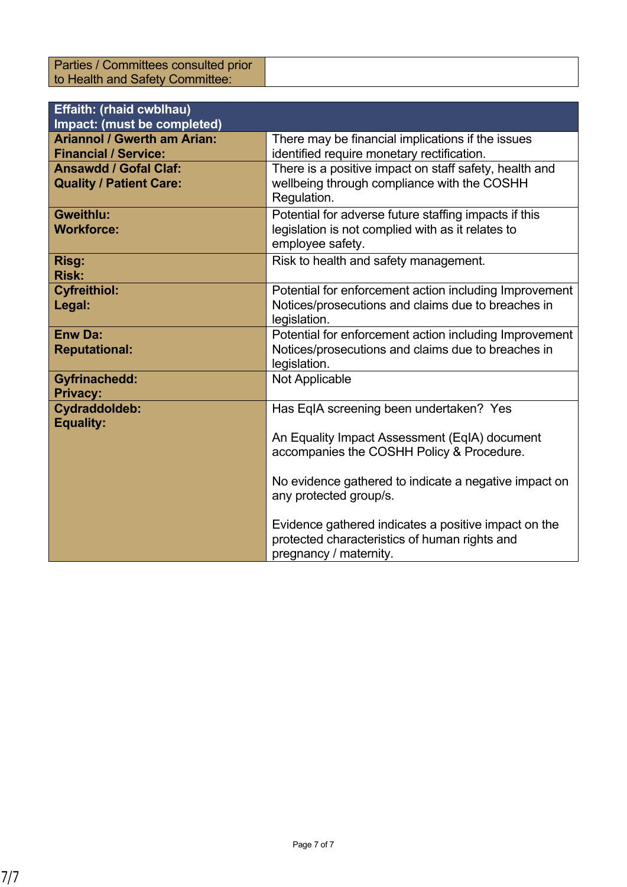| | |
|---|---|
| Parties / Committees consulted prior to Health and Safety Committee: | |

| **Effaith: (rhaid cwblhau)**<br>**Impact: (must be completed)** | |
|---|---|
| **Ariannol / Gwerth am Arian:**<br>**Financial / Service:** | There may be financial implications if the issues identified require monetary rectification. |
| **Ansawdd / Gofal Claf:**<br>**Quality / Patient Care:** | There is a positive impact on staff safety, health and wellbeing through compliance with the COSHH Regulation. |
| **Gweithlu:**<br>**Workforce:** | Potential for adverse future staffing impacts if this legislation is not complied with as it relates to employee safety. |
| **Risg:**<br>**Risk:** | Risk to health and safety management. |
| **Cyfreithiol:**<br>**Legal:** | Potential for enforcement action including Improvement Notices/prosecutions and claims due to breaches in legislation. |
| **Enw Da:**<br>**Reputational:** | Potential for enforcement action including Improvement Notices/prosecutions and claims due to breaches in legislation. |
| **Gyfrinachedd:**<br>**Privacy:** | Not Applicable |
| **Cydraddoldeb:**<br>**Equality:** | Has EqIA screening been undertaken? Yes<br><br>An Equality Impact Assessment (EqIA) document accompanies the COSHH Policy & Procedure.<br><br>No evidence gathered to indicate a negative impact on any protected group/s.<br><br>Evidence gathered indicates a positive impact on the protected characteristics of human rights and pregnancy / maternity. |